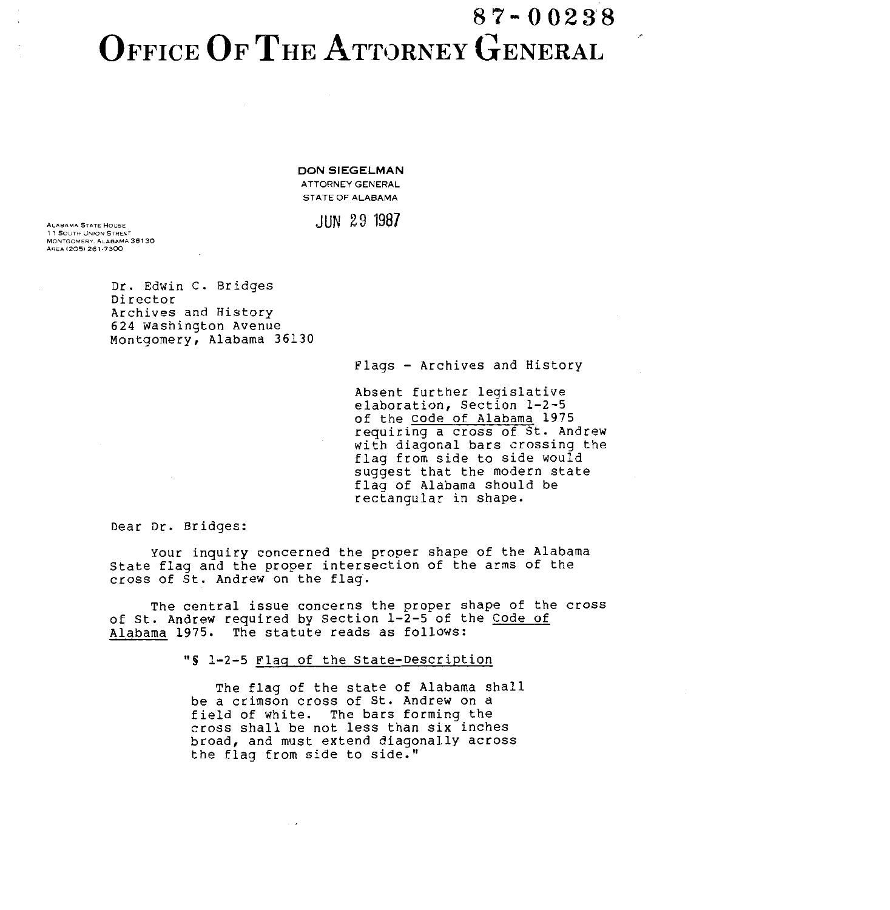87-00238

# OFFICE OF THE ATTORNEY GENERAL

**DON SIEGELMAN**
ATTORNEY GENERAL
STATE OF ALABAMA

ALABAMA STATE HOUSE
11 SOUTH UNION STREET
MONTGOMERY, ALABAMA 36130
AREA (205) 261-7300

JUN 29 1987

Dr. Edwin C. Bridges
Director
Archives and History
624 Washington Avenue
Montgomery, Alabama 36130

Flags - Archives and History

Absent further legislative elaboration, Section 1-2-5 of the Code of Alabama 1975 requiring a cross of St. Andrew with diagonal bars crossing the flag from side to side would suggest that the modern state flag of Alabama should be rectangular in shape.

Dear Dr. Bridges:

Your inquiry concerned the proper shape of the Alabama State flag and the proper intersection of the arms of the cross of St. Andrew on the flag.

The central issue concerns the proper shape of the cross of St. Andrew required by Section 1-2-5 of the Code of Alabama 1975. The statute reads as follows:

> "§ 1-2-5 Flag of the State-Description
>
> The flag of the state of Alabama shall be a crimson cross of St. Andrew on a field of white. The bars forming the cross shall be not less than six inches broad, and must extend diagonally across the flag from side to side."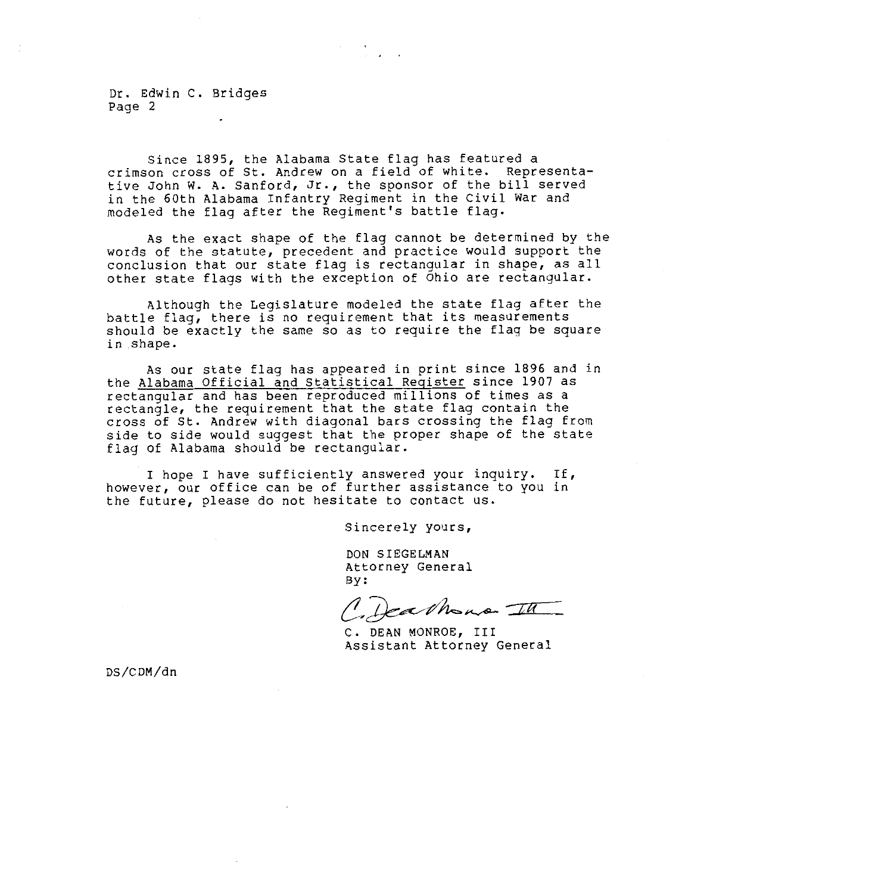Dr. Edwin C. Bridges
Page 2

Since 1895, the Alabama State flag has featured a crimson cross of St. Andrew on a field of white. Representative John W. A. Sanford, Jr., the sponsor of the bill served in the 60th Alabama Infantry Regiment in the Civil War and modeled the flag after the Regiment's battle flag.

As the exact shape of the flag cannot be determined by the words of the statute, precedent and practice would support the conclusion that our state flag is rectangular in shape, as all other state flags with the exception of Ohio are rectangular.

Although the Legislature modeled the state flag after the battle flag, there is no requirement that its measurements should be exactly the same so as to require the flag be square in shape.

As our state flag has appeared in print since 1896 and in the Alabama Official and Statistical Register since 1907 as rectangular and has been reproduced millions of times as a rectangle, the requirement that the state flag contain the cross of St. Andrew with diagonal bars crossing the flag from side to side would suggest that the proper shape of the state flag of Alabama should be rectangular.

I hope I have sufficiently answered your inquiry. If, however, our office can be of further assistance to you in the future, please do not hesitate to contact us.

Sincerely yours,

DON SIEGELMAN
Attorney General
By:

C. Dean Monroe III

C. DEAN MONROE, III
Assistant Attorney General

DS/CDM/dn